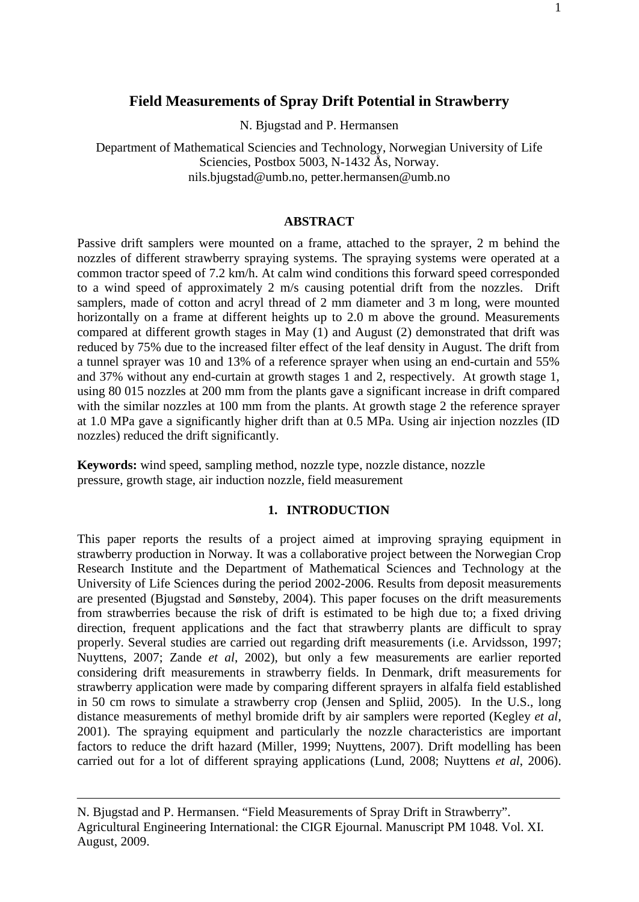# Field Measurements of Spray Drift Potential in Strawberry

N. Bjugstad and P. Hermansen

Department of Mathematical Sciencies and Technology, Norwegian University of Life Sciencies, Postbox 5003, N-1432 Ås, Norway.
nils.bjugstad@umb.no, petter.hermansen@umb.no

## ABSTRACT

Passive drift samplers were mounted on a frame, attached to the sprayer, 2 m behind the nozzles of different strawberry spraying systems. The spraying systems were operated at a common tractor speed of 7.2 km/h. At calm wind conditions this forward speed corresponded to a wind speed of approximately 2 m/s causing potential drift from the nozzles. Drift samplers, made of cotton and acryl thread of 2 mm diameter and 3 m long, were mounted horizontally on a frame at different heights up to 2.0 m above the ground. Measurements compared at different growth stages in May (1) and August (2) demonstrated that drift was reduced by 75% due to the increased filter effect of the leaf density in August. The drift from a tunnel sprayer was 10 and 13% of a reference sprayer when using an end-curtain and 55% and 37% without any end-curtain at growth stages 1 and 2, respectively. At growth stage 1, using 80 015 nozzles at 200 mm from the plants gave a significant increase in drift compared with the similar nozzles at 100 mm from the plants. At growth stage 2 the reference sprayer at 1.0 MPa gave a significantly higher drift than at 0.5 MPa. Using air injection nozzles (ID nozzles) reduced the drift significantly.

**Keywords:** wind speed, sampling method, nozzle type, nozzle distance, nozzle pressure, growth stage, air induction nozzle, field measurement

## 1. INTRODUCTION

This paper reports the results of a project aimed at improving spraying equipment in strawberry production in Norway. It was a collaborative project between the Norwegian Crop Research Institute and the Department of Mathematical Sciences and Technology at the University of Life Sciences during the period 2002-2006. Results from deposit measurements are presented (Bjugstad and Sønsteby, 2004). This paper focuses on the drift measurements from strawberries because the risk of drift is estimated to be high due to; a fixed driving direction, frequent applications and the fact that strawberry plants are difficult to spray properly. Several studies are carried out regarding drift measurements (i.e. Arvidsson, 1997; Nuyttens, 2007; Zande *et al*, 2002), but only a few measurements are earlier reported considering drift measurements in strawberry fields. In Denmark, drift measurements for strawberry application were made by comparing different sprayers in alfalfa field established in 50 cm rows to simulate a strawberry crop (Jensen and Spliid, 2005). In the U.S., long distance measurements of methyl bromide drift by air samplers were reported (Kegley *et al*, 2001). The spraying equipment and particularly the nozzle characteristics are important factors to reduce the drift hazard (Miller, 1999; Nuyttens, 2007). Drift modelling has been carried out for a lot of different spraying applications (Lund, 2008; Nuyttens *et al*, 2006).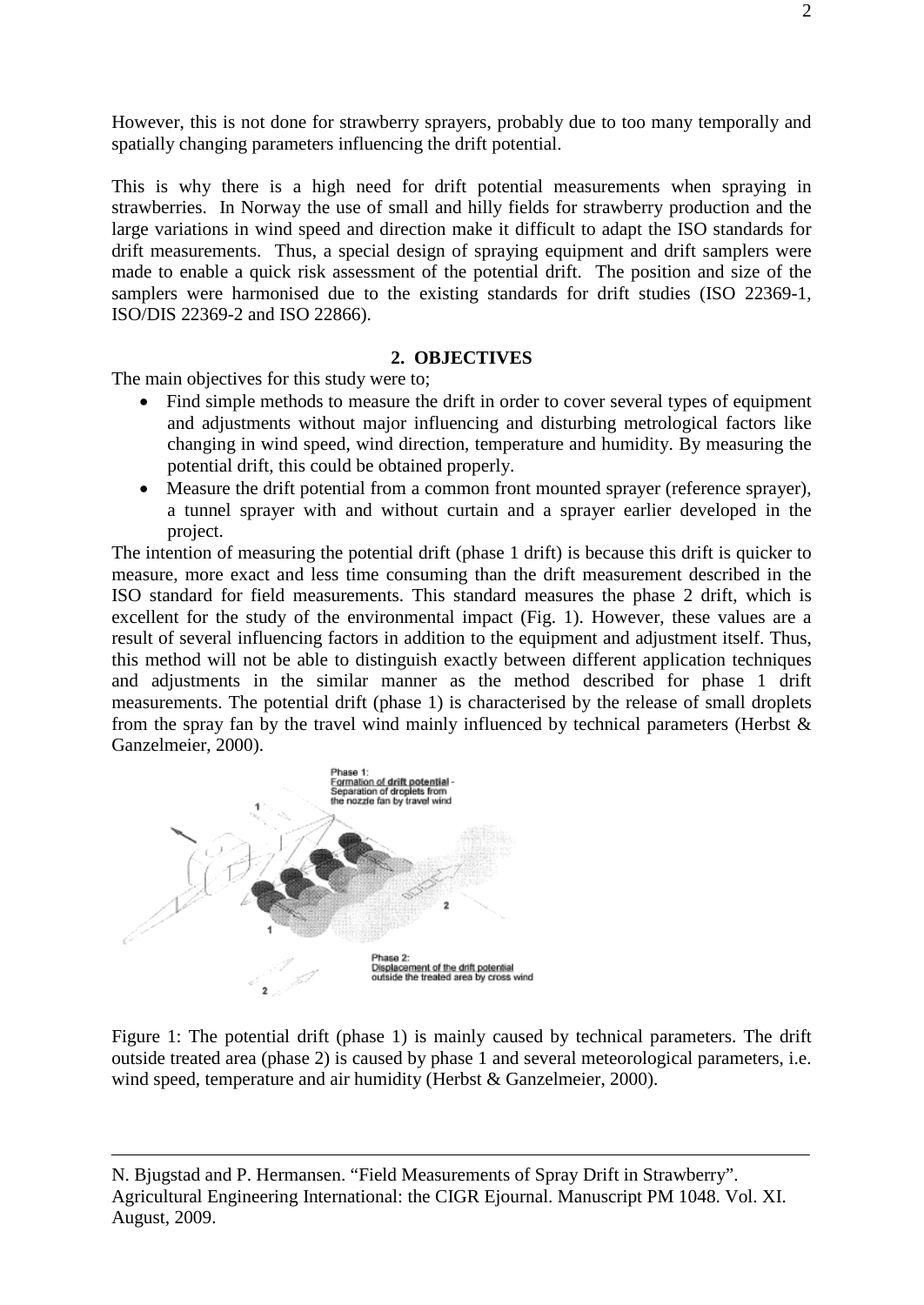However, this is not done for strawberry sprayers, probably due to too many temporally and spatially changing parameters influencing the drift potential.

This is why there is a high need for drift potential measurements when spraying in strawberries. In Norway the use of small and hilly fields for strawberry production and the large variations in wind speed and direction make it difficult to adapt the ISO standards for drift measurements. Thus, a special design of spraying equipment and drift samplers were made to enable a quick risk assessment of the potential drift. The position and size of the samplers were harmonised due to the existing standards for drift studies (ISO 22369-1, ISO/DIS 22369-2 and ISO 22866).

## 2. OBJECTIVES

The main objectives for this study were to;

- Find simple methods to measure the drift in order to cover several types of equipment and adjustments without major influencing and disturbing metrological factors like changing in wind speed, wind direction, temperature and humidity. By measuring the potential drift, this could be obtained properly.
- Measure the drift potential from a common front mounted sprayer (reference sprayer), a tunnel sprayer with and without curtain and a sprayer earlier developed in the project.

The intention of measuring the potential drift (phase 1 drift) is because this drift is quicker to measure, more exact and less time consuming than the drift measurement described in the ISO standard for field measurements. This standard measures the phase 2 drift, which is excellent for the study of the environmental impact (Fig. 1). However, these values are a result of several influencing factors in addition to the equipment and adjustment itself. Thus, this method will not be able to distinguish exactly between different application techniques and adjustments in the similar manner as the method described for phase 1 drift measurements. The potential drift (phase 1) is characterised by the release of small droplets from the spray fan by the travel wind mainly influenced by technical parameters (Herbst & Ganzelmeier, 2000).

Figure 1: The potential drift (phase 1) is mainly caused by technical parameters. The drift outside treated area (phase 2) is caused by phase 1 and several meteorological parameters, i.e. wind speed, temperature and air humidity (Herbst & Ganzelmeier, 2000).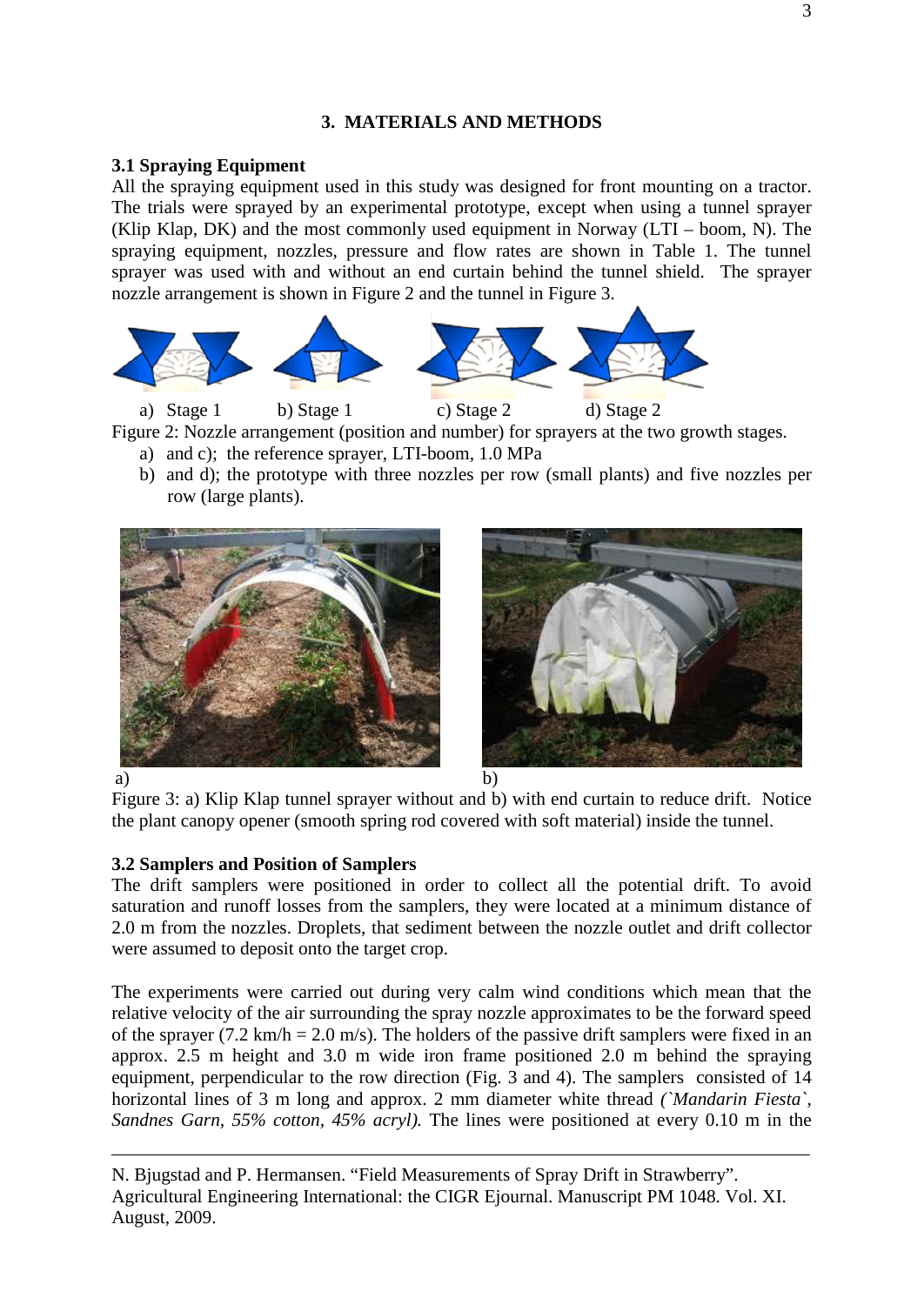## 3. MATERIALS AND METHODS

### 3.1 Spraying Equipment

All the spraying equipment used in this study was designed for front mounting on a tractor. The trials were sprayed by an experimental prototype, except when using a tunnel sprayer (Klip Klap, DK) and the most commonly used equipment in Norway (LTI – boom, N). The spraying equipment, nozzles, pressure and flow rates are shown in Table 1. The tunnel sprayer was used with and without an end curtain behind the tunnel shield. The sprayer nozzle arrangement is shown in Figure 2 and the tunnel in Figure 3.

a) Stage 1 b) Stage 1 c) Stage 2 d) Stage 2

Figure 2: Nozzle arrangement (position and number) for sprayers at the two growth stages.

- a) and c); the reference sprayer, LTI-boom, 1.0 MPa
- b) and d); the prototype with three nozzles per row (small plants) and five nozzles per row (large plants).

a) b)

Figure 3: a) Klip Klap tunnel sprayer without and b) with end curtain to reduce drift. Notice the plant canopy opener (smooth spring rod covered with soft material) inside the tunnel.

### 3.2 Samplers and Position of Samplers

The drift samplers were positioned in order to collect all the potential drift. To avoid saturation and runoff losses from the samplers, they were located at a minimum distance of 2.0 m from the nozzles. Droplets, that sediment between the nozzle outlet and drift collector were assumed to deposit onto the target crop.

The experiments were carried out during very calm wind conditions which mean that the relative velocity of the air surrounding the spray nozzle approximates to be the forward speed of the sprayer (7.2 km/h = 2.0 m/s). The holders of the passive drift samplers were fixed in an approx. 2.5 m height and 3.0 m wide iron frame positioned 2.0 m behind the spraying equipment, perpendicular to the row direction (Fig. 3 and 4). The samplers consisted of 14 horizontal lines of 3 m long and approx. 2 mm diameter white thread *(`Mandarin Fiesta`, Sandnes Garn, 55% cotton, 45% acryl).* The lines were positioned at every 0.10 m in the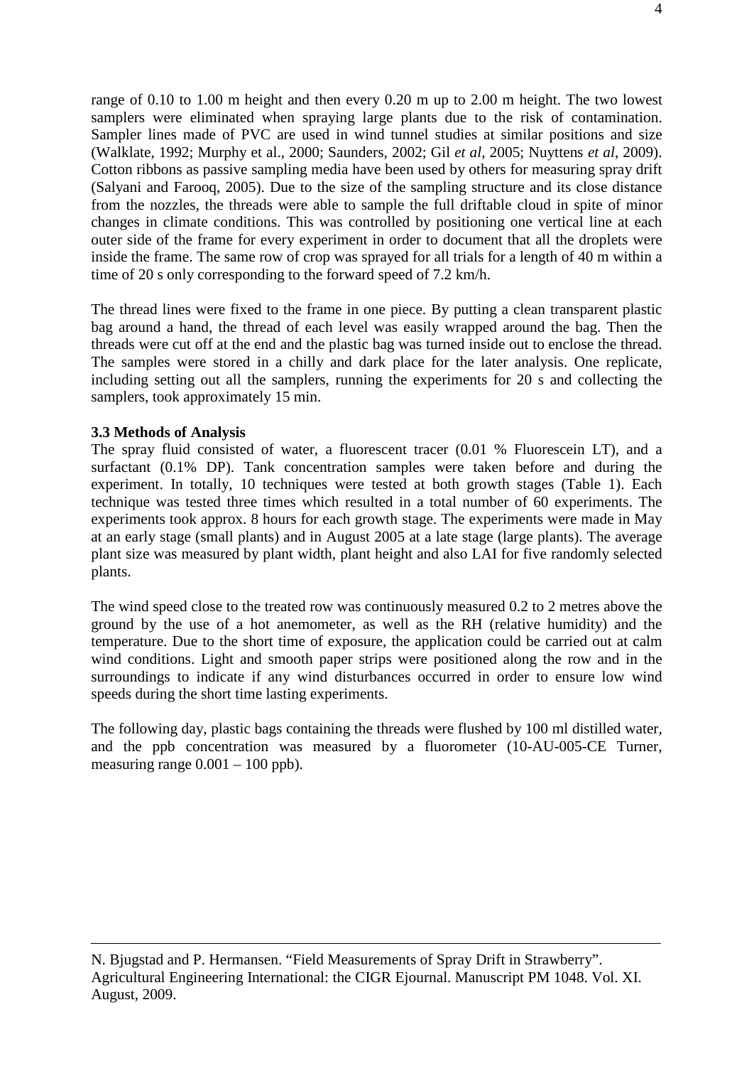range of 0.10 to 1.00 m height and then every 0.20 m up to 2.00 m height. The two lowest samplers were eliminated when spraying large plants due to the risk of contamination. Sampler lines made of PVC are used in wind tunnel studies at similar positions and size (Walklate, 1992; Murphy et al., 2000; Saunders, 2002; Gil *et al*, 2005; Nuyttens *et al*, 2009). Cotton ribbons as passive sampling media have been used by others for measuring spray drift (Salyani and Farooq, 2005). Due to the size of the sampling structure and its close distance from the nozzles, the threads were able to sample the full driftable cloud in spite of minor changes in climate conditions. This was controlled by positioning one vertical line at each outer side of the frame for every experiment in order to document that all the droplets were inside the frame. The same row of crop was sprayed for all trials for a length of 40 m within a time of 20 s only corresponding to the forward speed of 7.2 km/h.

The thread lines were fixed to the frame in one piece. By putting a clean transparent plastic bag around a hand, the thread of each level was easily wrapped around the bag. Then the threads were cut off at the end and the plastic bag was turned inside out to enclose the thread. The samples were stored in a chilly and dark place for the later analysis. One replicate, including setting out all the samplers, running the experiments for 20 s and collecting the samplers, took approximately 15 min.

**3.3 Methods of Analysis**

The spray fluid consisted of water, a fluorescent tracer (0.01 % Fluorescein LT), and a surfactant (0.1% DP). Tank concentration samples were taken before and during the experiment. In totally, 10 techniques were tested at both growth stages (Table 1). Each technique was tested three times which resulted in a total number of 60 experiments. The experiments took approx. 8 hours for each growth stage. The experiments were made in May at an early stage (small plants) and in August 2005 at a late stage (large plants). The average plant size was measured by plant width, plant height and also LAI for five randomly selected plants.

The wind speed close to the treated row was continuously measured 0.2 to 2 metres above the ground by the use of a hot anemometer, as well as the RH (relative humidity) and the temperature. Due to the short time of exposure, the application could be carried out at calm wind conditions. Light and smooth paper strips were positioned along the row and in the surroundings to indicate if any wind disturbances occurred in order to ensure low wind speeds during the short time lasting experiments.

The following day, plastic bags containing the threads were flushed by 100 ml distilled water, and the ppb concentration was measured by a fluorometer (10-AU-005-CE Turner, measuring range 0.001 – 100 ppb).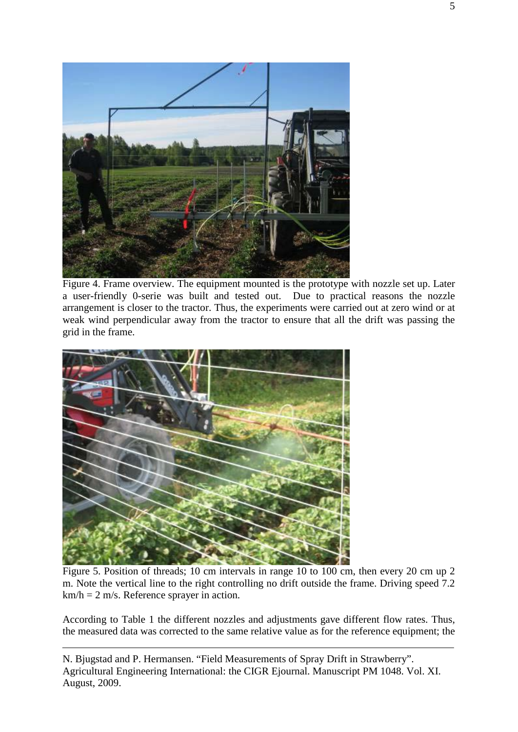Figure 4. Frame overview. The equipment mounted is the prototype with nozzle set up. Later a user-friendly 0-serie was built and tested out. Due to practical reasons the nozzle arrangement is closer to the tractor. Thus, the experiments were carried out at zero wind or at weak wind perpendicular away from the tractor to ensure that all the drift was passing the grid in the frame.

Figure 5. Position of threads; 10 cm intervals in range 10 to 100 cm, then every 20 cm up 2 m. Note the vertical line to the right controlling no drift outside the frame. Driving speed 7.2 km/h = 2 m/s. Reference sprayer in action.

According to Table 1 the different nozzles and adjustments gave different flow rates. Thus, the measured data was corrected to the same relative value as for the reference equipment; the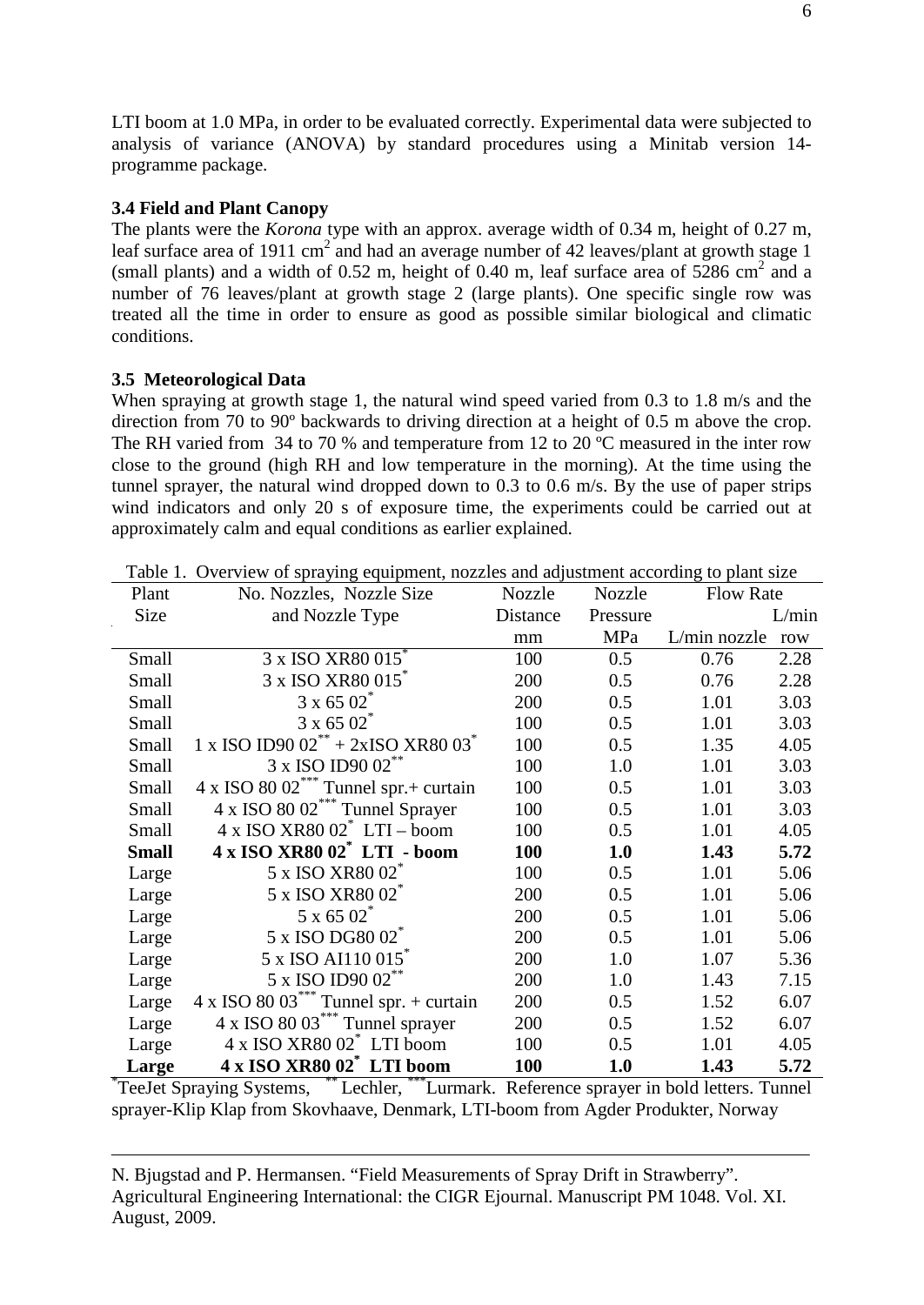LTI boom at 1.0 MPa, in order to be evaluated correctly. Experimental data were subjected to analysis of variance (ANOVA) by standard procedures using a Minitab version 14-programme package.

### 3.4 Field and Plant Canopy

The plants were the *Korona* type with an approx. average width of 0.34 m, height of 0.27 m, leaf surface area of 1911 $cm^2$ and had an average number of 42 leaves/plant at growth stage 1 (small plants) and a width of 0.52 m, height of 0.40 m, leaf surface area of 5286 $cm^2$ and a number of 76 leaves/plant at growth stage 2 (large plants). One specific single row was treated all the time in order to ensure as good as possible similar biological and climatic conditions.

### 3.5 Meteorological Data

When spraying at growth stage 1, the natural wind speed varied from 0.3 to 1.8 m/s and the direction from 70 to 90º backwards to driving direction at a height of 0.5 m above the crop. The RH varied from 34 to 70 % and temperature from 12 to 20 ºC measured in the inter row close to the ground (high RH and low temperature in the morning). At the time using the tunnel sprayer, the natural wind dropped down to 0.3 to 0.6 m/s. By the use of paper strips wind indicators and only 20 s of exposure time, the experiments could be carried out at approximately calm and equal conditions as earlier explained.

Table 1. Overview of spraying equipment, nozzles and adjustment according to plant size

| Plant Size | No. Nozzles, Nozzle Size and Nozzle Type | Nozzle Distance | Nozzle Pressure | Flow Rate | |
|---|---|---|---|---|---|
| | | mm | MPa | L/min nozzle | L/min row |
| Small | 3 x ISO XR80 015* | 100 | 0.5 | 0.76 | 2.28 |
| Small | 3 x ISO XR80 015* | 200 | 0.5 | 0.76 | 2.28 |
| Small | 3 x 65 02* | 200 | 0.5 | 1.01 | 3.03 |
| Small | 3 x 65 02* | 100 | 0.5 | 1.01 | 3.03 |
| Small | 1 x ISO ID90 02** + 2xISO XR80 03* | 100 | 0.5 | 1.35 | 4.05 |
| Small | 3 x ISO ID90 02** | 100 | 1.0 | 1.01 | 3.03 |
| Small | 4 x ISO 80 02*** Tunnel spr.+ curtain | 100 | 0.5 | 1.01 | 3.03 |
| Small | 4 x ISO 80 02*** Tunnel Sprayer | 100 | 0.5 | 1.01 | 3.03 |
| Small | 4 x ISO XR80 02* LTI – boom | 100 | 0.5 | 1.01 | 4.05 |
| **Small** | **4 x ISO XR80 02* LTI - boom** | **100** | **1.0** | **1.43** | **5.72** |
| Large | 5 x ISO XR80 02* | 100 | 0.5 | 1.01 | 5.06 |
| Large | 5 x ISO XR80 02* | 200 | 0.5 | 1.01 | 5.06 |
| Large | 5 x 65 02* | 200 | 0.5 | 1.01 | 5.06 |
| Large | 5 x ISO DG80 02* | 200 | 0.5 | 1.01 | 5.06 |
| Large | 5 x ISO AI110 015* | 200 | 1.0 | 1.07 | 5.36 |
| Large | 5 x ISO ID90 02** | 200 | 1.0 | 1.43 | 7.15 |
| Large | 4 x ISO 80 03*** Tunnel spr. + curtain | 200 | 0.5 | 1.52 | 6.07 |
| Large | 4 x ISO 80 03*** Tunnel sprayer | 200 | 0.5 | 1.52 | 6.07 |
| Large | 4 x ISO XR80 02* LTI boom | 100 | 0.5 | 1.01 | 4.05 |
| **Large** | **4 x ISO XR80 02* LTI boom** | **100** | **1.0** | **1.43** | **5.72** |

*TeeJet Spraying Systems, **Lechler, ***Lurmark. Reference sprayer in bold letters. Tunnel sprayer-Klip Klap from Skovhaave, Denmark, LTI-boom from Agder Produkter, Norway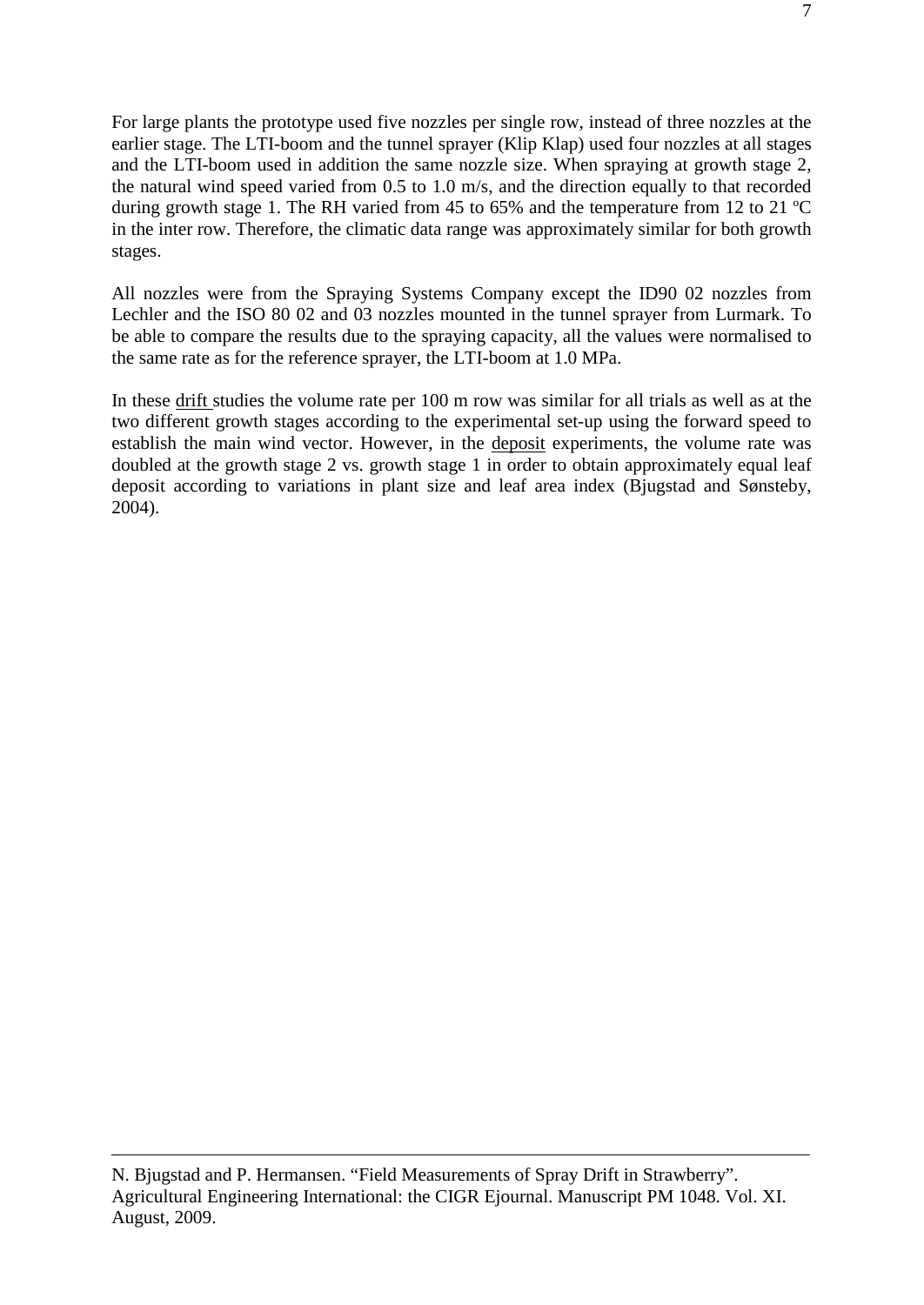For large plants the prototype used five nozzles per single row, instead of three nozzles at the earlier stage. The LTI-boom and the tunnel sprayer (Klip Klap) used four nozzles at all stages and the LTI-boom used in addition the same nozzle size. When spraying at growth stage 2, the natural wind speed varied from 0.5 to 1.0 m/s, and the direction equally to that recorded during growth stage 1. The RH varied from 45 to 65% and the temperature from 12 to 21 ºC in the inter row. Therefore, the climatic data range was approximately similar for both growth stages.

All nozzles were from the Spraying Systems Company except the ID90 02 nozzles from Lechler and the ISO 80 02 and 03 nozzles mounted in the tunnel sprayer from Lurmark. To be able to compare the results due to the spraying capacity, all the values were normalised to the same rate as for the reference sprayer, the LTI-boom at 1.0 MPa.

In these drift studies the volume rate per 100 m row was similar for all trials as well as at the two different growth stages according to the experimental set-up using the forward speed to establish the main wind vector. However, in the deposit experiments, the volume rate was doubled at the growth stage 2 vs. growth stage 1 in order to obtain approximately equal leaf deposit according to variations in plant size and leaf area index (Bjugstad and Sønsteby, 2004).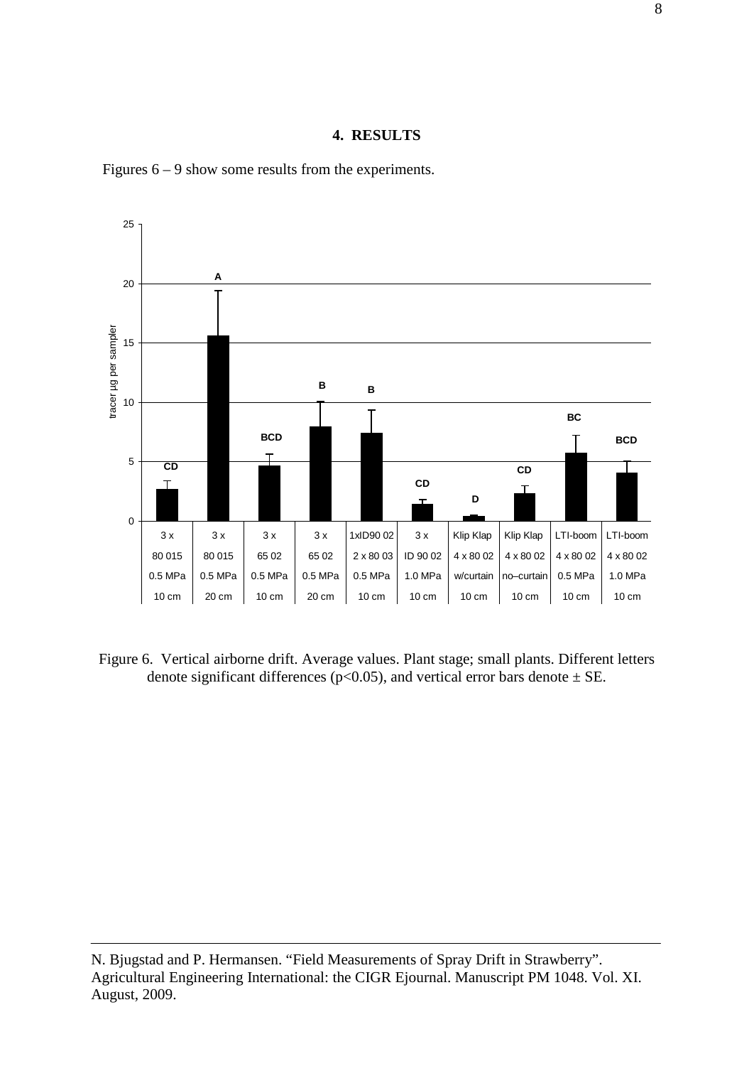## 4. RESULTS

Figures 6 – 9 show some results from the experiments.

Figure 6. Vertical airborne drift. Average values. Plant stage; small plants. Different letters denote significant differences ($p<0.05$), and vertical error bars denote ± SE.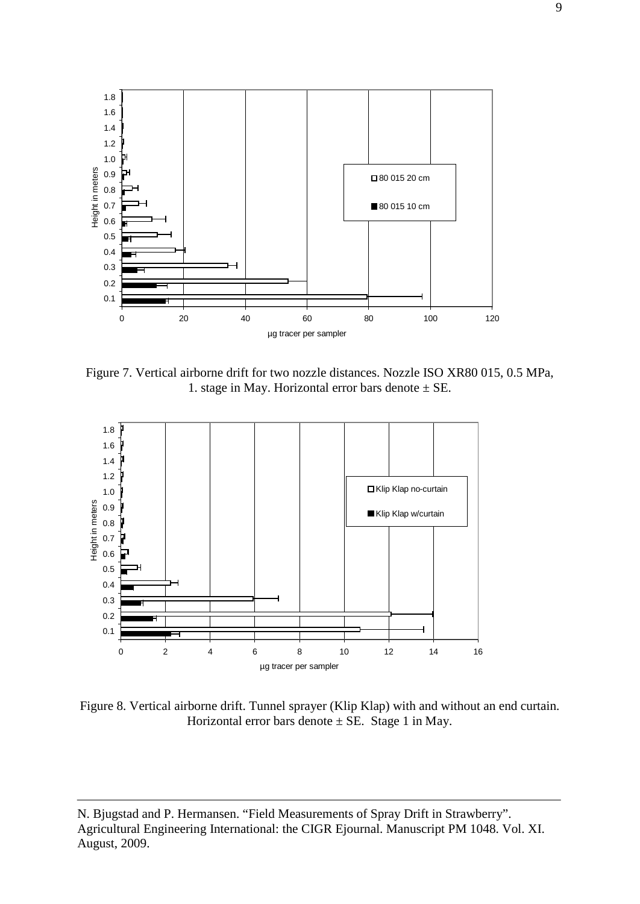Figure 7. Vertical airborne drift for two nozzle distances. Nozzle ISO XR80 015, 0.5 MPa, 1. stage in May. Horizontal error bars denote ± SE.

Figure 8. Vertical airborne drift. Tunnel sprayer (Klip Klap) with and without an end curtain. Horizontal error bars denote ± SE. Stage 1 in May.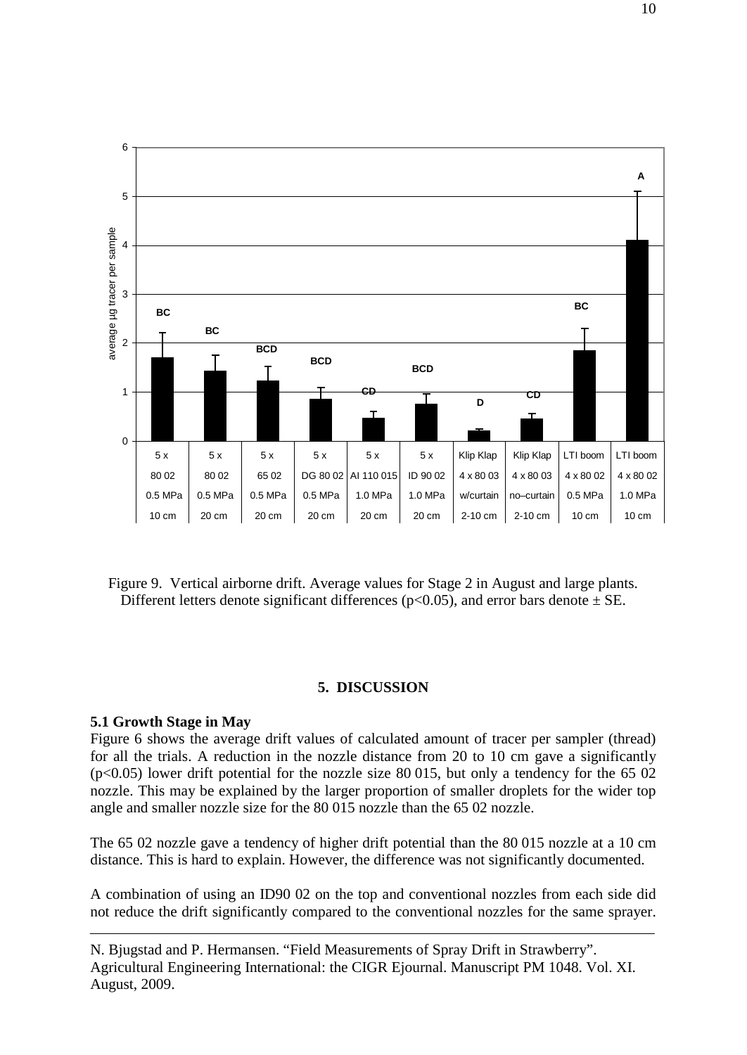Figure 9. Vertical airborne drift. Average values for Stage 2 in August and large plants. Different letters denote significant differences ($p<0.05$), and error bars denote ± SE.

## 5. DISCUSSION

### 5.1 Growth Stage in May

Figure 6 shows the average drift values of calculated amount of tracer per sampler (thread) for all the trials. A reduction in the nozzle distance from 20 to 10 cm gave a significantly ($p<0.05$) lower drift potential for the nozzle size 80 015, but only a tendency for the 65 02 nozzle. This may be explained by the larger proportion of smaller droplets for the wider top angle and smaller nozzle size for the 80 015 nozzle than the 65 02 nozzle.

The 65 02 nozzle gave a tendency of higher drift potential than the 80 015 nozzle at a 10 cm distance. This is hard to explain. However, the difference was not significantly documented.

A combination of using an ID90 02 on the top and conventional nozzles from each side did not reduce the drift significantly compared to the conventional nozzles for the same sprayer.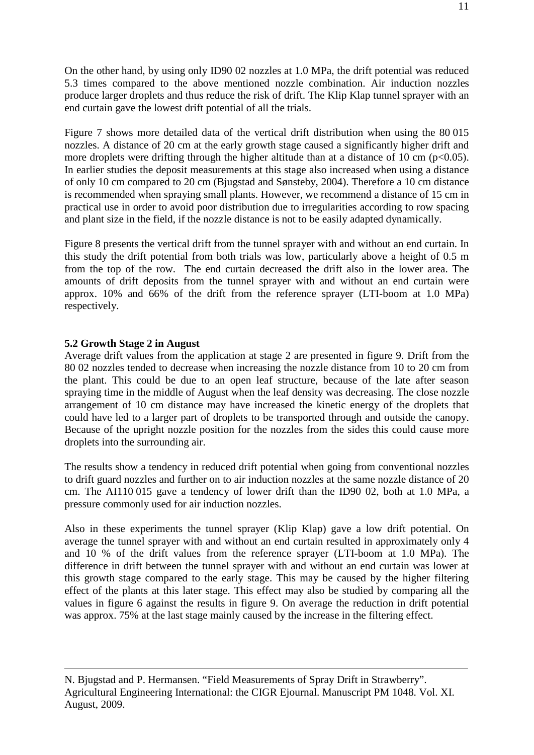On the other hand, by using only ID90 02 nozzles at 1.0 MPa, the drift potential was reduced 5.3 times compared to the above mentioned nozzle combination. Air induction nozzles produce larger droplets and thus reduce the risk of drift. The Klip Klap tunnel sprayer with an end curtain gave the lowest drift potential of all the trials.

Figure 7 shows more detailed data of the vertical drift distribution when using the 80 015 nozzles. A distance of 20 cm at the early growth stage caused a significantly higher drift and more droplets were drifting through the higher altitude than at a distance of 10 cm ($p<0.05$). In earlier studies the deposit measurements at this stage also increased when using a distance of only 10 cm compared to 20 cm (Bjugstad and Sønsteby, 2004). Therefore a 10 cm distance is recommended when spraying small plants. However, we recommend a distance of 15 cm in practical use in order to avoid poor distribution due to irregularities according to row spacing and plant size in the field, if the nozzle distance is not to be easily adapted dynamically.

Figure 8 presents the vertical drift from the tunnel sprayer with and without an end curtain. In this study the drift potential from both trials was low, particularly above a height of 0.5 m from the top of the row. The end curtain decreased the drift also in the lower area. The amounts of drift deposits from the tunnel sprayer with and without an end curtain were approx. 10% and 66% of the drift from the reference sprayer (LTI-boom at 1.0 MPa) respectively.

### 5.2 Growth Stage 2 in August

Average drift values from the application at stage 2 are presented in figure 9. Drift from the 80 02 nozzles tended to decrease when increasing the nozzle distance from 10 to 20 cm from the plant. This could be due to an open leaf structure, because of the late after season spraying time in the middle of August when the leaf density was decreasing. The close nozzle arrangement of 10 cm distance may have increased the kinetic energy of the droplets that could have led to a larger part of droplets to be transported through and outside the canopy. Because of the upright nozzle position for the nozzles from the sides this could cause more droplets into the surrounding air.

The results show a tendency in reduced drift potential when going from conventional nozzles to drift guard nozzles and further on to air induction nozzles at the same nozzle distance of 20 cm. The AI110 015 gave a tendency of lower drift than the ID90 02, both at 1.0 MPa, a pressure commonly used for air induction nozzles.

Also in these experiments the tunnel sprayer (Klip Klap) gave a low drift potential. On average the tunnel sprayer with and without an end curtain resulted in approximately only 4 and 10 % of the drift values from the reference sprayer (LTI-boom at 1.0 MPa). The difference in drift between the tunnel sprayer with and without an end curtain was lower at this growth stage compared to the early stage. This may be caused by the higher filtering effect of the plants at this later stage. This effect may also be studied by comparing all the values in figure 6 against the results in figure 9. On average the reduction in drift potential was approx. 75% at the last stage mainly caused by the increase in the filtering effect.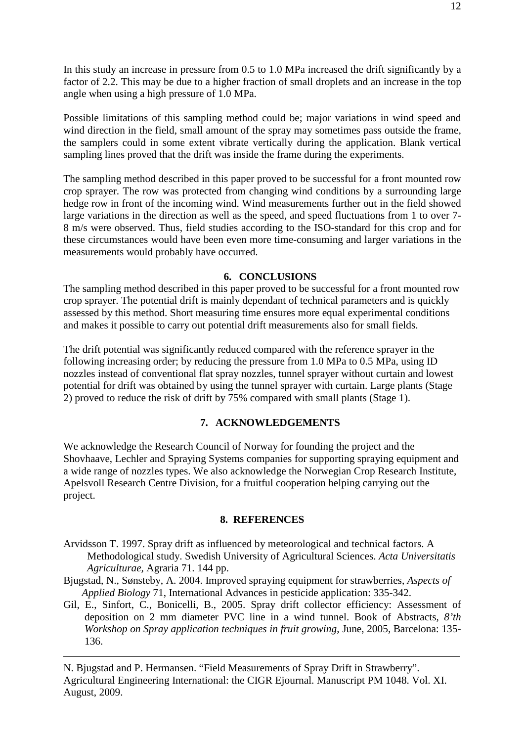In this study an increase in pressure from 0.5 to 1.0 MPa increased the drift significantly by a factor of 2.2. This may be due to a higher fraction of small droplets and an increase in the top angle when using a high pressure of 1.0 MPa.

Possible limitations of this sampling method could be; major variations in wind speed and wind direction in the field, small amount of the spray may sometimes pass outside the frame, the samplers could in some extent vibrate vertically during the application. Blank vertical sampling lines proved that the drift was inside the frame during the experiments.

The sampling method described in this paper proved to be successful for a front mounted row crop sprayer. The row was protected from changing wind conditions by a surrounding large hedge row in front of the incoming wind. Wind measurements further out in the field showed large variations in the direction as well as the speed, and speed fluctuations from 1 to over 7-8 m/s were observed. Thus, field studies according to the ISO-standard for this crop and for these circumstances would have been even more time-consuming and larger variations in the measurements would probably have occurred.

## 6. CONCLUSIONS

The sampling method described in this paper proved to be successful for a front mounted row crop sprayer. The potential drift is mainly dependant of technical parameters and is quickly assessed by this method. Short measuring time ensures more equal experimental conditions and makes it possible to carry out potential drift measurements also for small fields.

The drift potential was significantly reduced compared with the reference sprayer in the following increasing order; by reducing the pressure from 1.0 MPa to 0.5 MPa, using ID nozzles instead of conventional flat spray nozzles, tunnel sprayer without curtain and lowest potential for drift was obtained by using the tunnel sprayer with curtain. Large plants (Stage 2) proved to reduce the risk of drift by 75% compared with small plants (Stage 1).

## 7. ACKNOWLEDGEMENTS

We acknowledge the Research Council of Norway for founding the project and the Shovhaave, Lechler and Spraying Systems companies for supporting spraying equipment and a wide range of nozzles types. We also acknowledge the Norwegian Crop Research Institute, Apelsvoll Research Centre Division, for a fruitful cooperation helping carrying out the project.

## 8. REFERENCES

Arvidsson T. 1997. Spray drift as influenced by meteorological and technical factors. A Methodological study. Swedish University of Agricultural Sciences. *Acta Universitatis Agriculturae*, Agraria 71. 144 pp.

Bjugstad, N., Sønsteby, A. 2004. Improved spraying equipment for strawberries, *Aspects of Applied Biology* 71, International Advances in pesticide application: 335-342.

Gil, E., Sinfort, C., Bonicelli, B., 2005. Spray drift collector efficiency: Assessment of deposition on 2 mm diameter PVC line in a wind tunnel. Book of Abstracts, *8'th Workshop on Spray application techniques in fruit growing*, June, 2005, Barcelona: 135-136.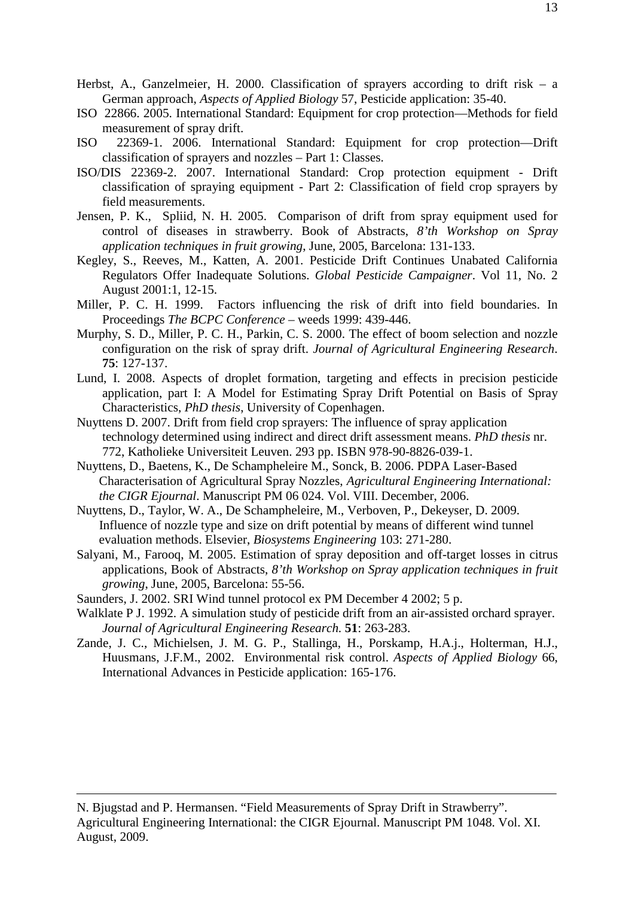Herbst, A., Ganzelmeier, H. 2000. Classification of sprayers according to drift risk – a German approach, *Aspects of Applied Biology* 57, Pesticide application: 35-40.

ISO 22866. 2005. International Standard: Equipment for crop protection—Methods for field measurement of spray drift.

ISO 22369-1. 2006. International Standard: Equipment for crop protection—Drift classification of sprayers and nozzles – Part 1: Classes.

ISO/DIS 22369-2. 2007. International Standard: Crop protection equipment - Drift classification of spraying equipment - Part 2: Classification of field crop sprayers by field measurements.

Jensen, P. K., Spliid, N. H. 2005. Comparison of drift from spray equipment used for control of diseases in strawberry. Book of Abstracts, *8'th Workshop on Spray application techniques in fruit growing*, June, 2005, Barcelona: 131-133.

Kegley, S., Reeves, M., Katten, A. 2001. Pesticide Drift Continues Unabated California Regulators Offer Inadequate Solutions. *Global Pesticide Campaigner*. Vol 11, No. 2 August 2001:1, 12-15.

Miller, P. C. H. 1999. Factors influencing the risk of drift into field boundaries. In Proceedings *The BCPC Conference* – weeds 1999: 439-446.

Murphy, S. D., Miller, P. C. H., Parkin, C. S. 2000. The effect of boom selection and nozzle configuration on the risk of spray drift. *Journal of Agricultural Engineering Research*. **75**: 127-137.

Lund, I. 2008. Aspects of droplet formation, targeting and effects in precision pesticide application, part I: A Model for Estimating Spray Drift Potential on Basis of Spray Characteristics, *PhD thesis*, University of Copenhagen.

Nuyttens D. 2007. Drift from field crop sprayers: The influence of spray application technology determined using indirect and direct drift assessment means. *PhD thesis* nr. 772, Katholieke Universiteit Leuven. 293 pp. ISBN 978-90-8826-039-1.

Nuyttens, D., Baetens, K., De Schampheleire M., Sonck, B. 2006. PDPA Laser-Based Characterisation of Agricultural Spray Nozzles, *Agricultural Engineering International: the CIGR Ejournal*. Manuscript PM 06 024. Vol. VIII. December, 2006.

Nuyttens, D., Taylor, W. A., De Schampheleire, M., Verboven, P., Dekeyser, D. 2009. Influence of nozzle type and size on drift potential by means of different wind tunnel evaluation methods. Elsevier, *Biosystems Engineering* 103: 271-280.

Salyani, M., Farooq, M. 2005. Estimation of spray deposition and off-target losses in citrus applications, Book of Abstracts, *8'th Workshop on Spray application techniques in fruit growing*, June, 2005, Barcelona: 55-56.

Saunders, J. 2002. SRI Wind tunnel protocol ex PM December 4 2002; 5 p.

Walklate P J. 1992. A simulation study of pesticide drift from an air-assisted orchard sprayer. *Journal of Agricultural Engineering Research*. **51**: 263-283.

Zande, J. C., Michielsen, J. M. G. P., Stallinga, H., Porskamp, H.A.j., Holterman, H.J., Huusmans, J.F.M., 2002. Environmental risk control. *Aspects of Applied Biology* 66, International Advances in Pesticide application: 165-176.